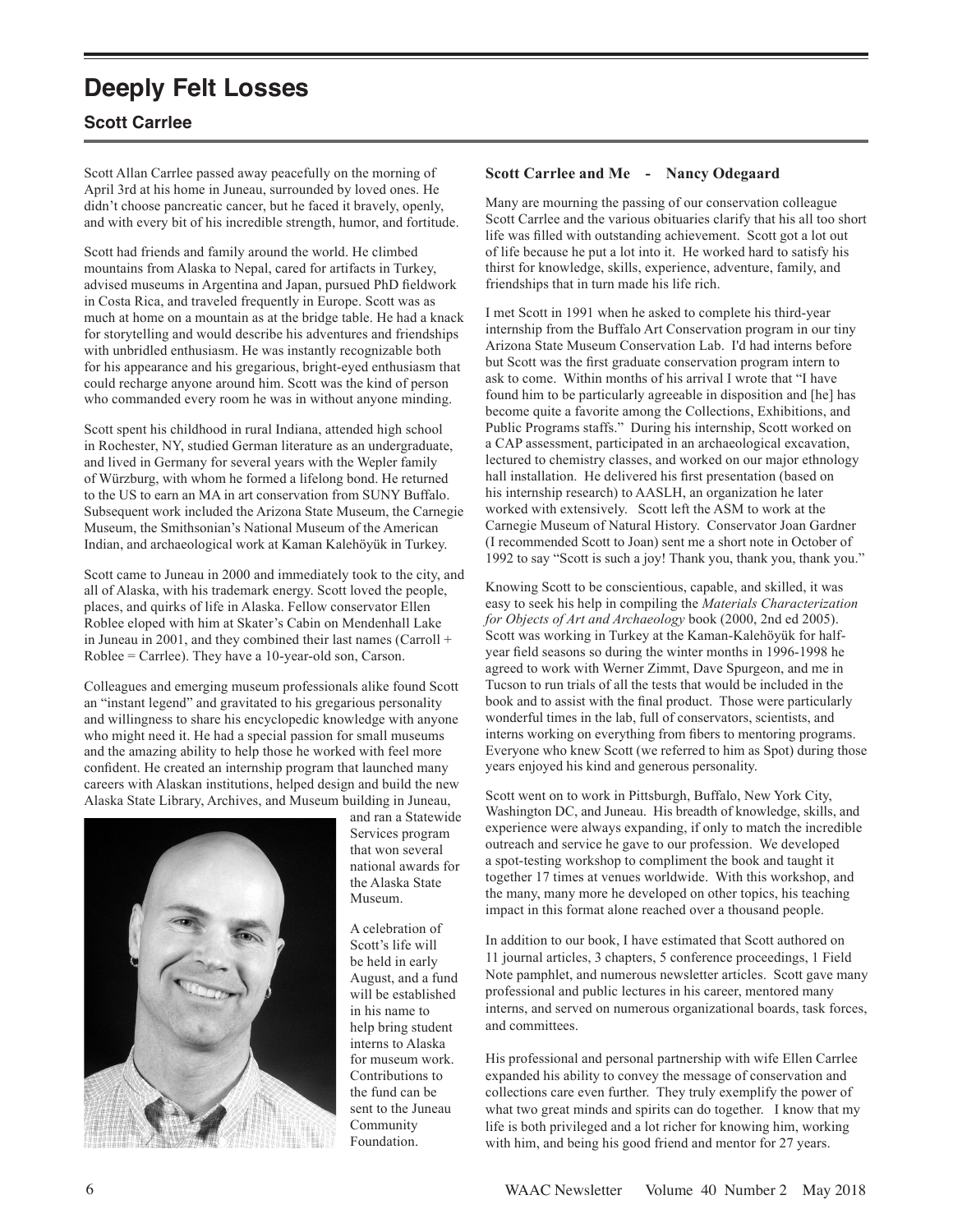# Deeply Felt Losses

## Scott Carrlee

Scott Allan Carrlee passed away peacefully on the morning of April 3rd at his home in Juneau, surrounded by loved ones. He didn't choose pancreatic cancer, but he faced it bravely, openly, and with every bit of his incredible strength, humor, and fortitude.

Scott had friends and family around the world. He climbed mountains from Alaska to Nepal, cared for artifacts in Turkey, advised museums in Argentina and Japan, pursued PhD fieldwork in Costa Rica, and traveled frequently in Europe. Scott was as much at home on a mountain as at the bridge table. He had a knack for storytelling and would describe his adventures and friendships with unbridled enthusiasm. He was instantly recognizable both for his appearance and his gregarious, bright-eyed enthusiasm that could recharge anyone around him. Scott was the kind of person who commanded every room he was in without anyone minding.

Scott spent his childhood in rural Indiana, attended high school in Rochester, NY, studied German literature as an undergraduate, and lived in Germany for several years with the Wepler family of Würzburg, with whom he formed a lifelong bond. He returned to the US to earn an MA in art conservation from SUNY Buffalo. Subsequent work included the Arizona State Museum, the Carnegie Museum, the Smithsonian's National Museum of the American Indian, and archaeological work at Kaman Kalehöyük in Turkey.

Scott came to Juneau in 2000 and immediately took to the city, and all of Alaska, with his trademark energy. Scott loved the people, places, and quirks of life in Alaska. Fellow conservator Ellen Roblee eloped with him at Skater's Cabin on Mendenhall Lake in Juneau in 2001, and they combined their last names (Carroll + Roblee = Carrlee). They have a 10-year-old son, Carson.

Colleagues and emerging museum professionals alike found Scott an "instant legend" and gravitated to his gregarious personality and willingness to share his encyclopedic knowledge with anyone who might need it. He had a special passion for small museums and the amazing ability to help those he worked with feel more confident. He created an internship program that launched many careers with Alaskan institutions, helped design and build the new Alaska State Library, Archives, and Museum building in Juneau, and ran a Statewide Services program that won several national awards for the Alaska State Museum.

A celebration of Scott's life will be held in early August, and a fund will be established in his name to help bring student interns to Alaska for museum work. Contributions to the fund can be sent to the Juneau Community Foundation.

### Scott Carrlee and Me - Nancy Odegaard

Many are mourning the passing of our conservation colleague Scott Carrlee and the various obituaries clarify that his all too short life was filled with outstanding achievement. Scott got a lot out of life because he put a lot into it. He worked hard to satisfy his thirst for knowledge, skills, experience, adventure, family, and friendships that in turn made his life rich.

I met Scott in 1991 when he asked to complete his third-year internship from the Buffalo Art Conservation program in our tiny Arizona State Museum Conservation Lab. I'd had interns before but Scott was the first graduate conservation program intern to ask to come. Within months of his arrival I wrote that "I have found him to be particularly agreeable in disposition and [he] has become quite a favorite among the Collections, Exhibitions, and Public Programs staffs." During his internship, Scott worked on a CAP assessment, participated in an archaeological excavation, lectured to chemistry classes, and worked on our major ethnology hall installation. He delivered his first presentation (based on his internship research) to AASLH, an organization he later worked with extensively. Scott left the ASM to work at the Carnegie Museum of Natural History. Conservator Joan Gardner (I recommended Scott to Joan) sent me a short note in October of 1992 to say "Scott is such a joy! Thank you, thank you, thank you."

Knowing Scott to be conscientious, capable, and skilled, it was easy to seek his help in compiling the *Materials Characterization for Objects of Art and Archaeology* book (2000, 2nd ed 2005). Scott was working in Turkey at the Kaman-Kalehöyük for half-year field seasons so during the winter months in 1996-1998 he agreed to work with Werner Zimmt, Dave Spurgeon, and me in Tucson to run trials of all the tests that would be included in the book and to assist with the final product. Those were particularly wonderful times in the lab, full of conservators, scientists, and interns working on everything from fibers to mentoring programs. Everyone who knew Scott (we referred to him as Spot) during those years enjoyed his kind and generous personality.

Scott went on to work in Pittsburgh, Buffalo, New York City, Washington DC, and Juneau. His breadth of knowledge, skills, and experience were always expanding, if only to match the incredible outreach and service he gave to our profession. We developed a spot-testing workshop to compliment the book and taught it together 17 times at venues worldwide. With this workshop, and the many, many more he developed on other topics, his teaching impact in this format alone reached over a thousand people.

In addition to our book, I have estimated that Scott authored on 11 journal articles, 3 chapters, 5 conference proceedings, 1 Field Note pamphlet, and numerous newsletter articles. Scott gave many professional and public lectures in his career, mentored many interns, and served on numerous organizational boards, task forces, and committees.

His professional and personal partnership with wife Ellen Carrlee expanded his ability to convey the message of conservation and collections care even further. They truly exemplify the power of what two great minds and spirits can do together. I know that my life is both privileged and a lot richer for knowing him, working with him, and being his good friend and mentor for 27 years.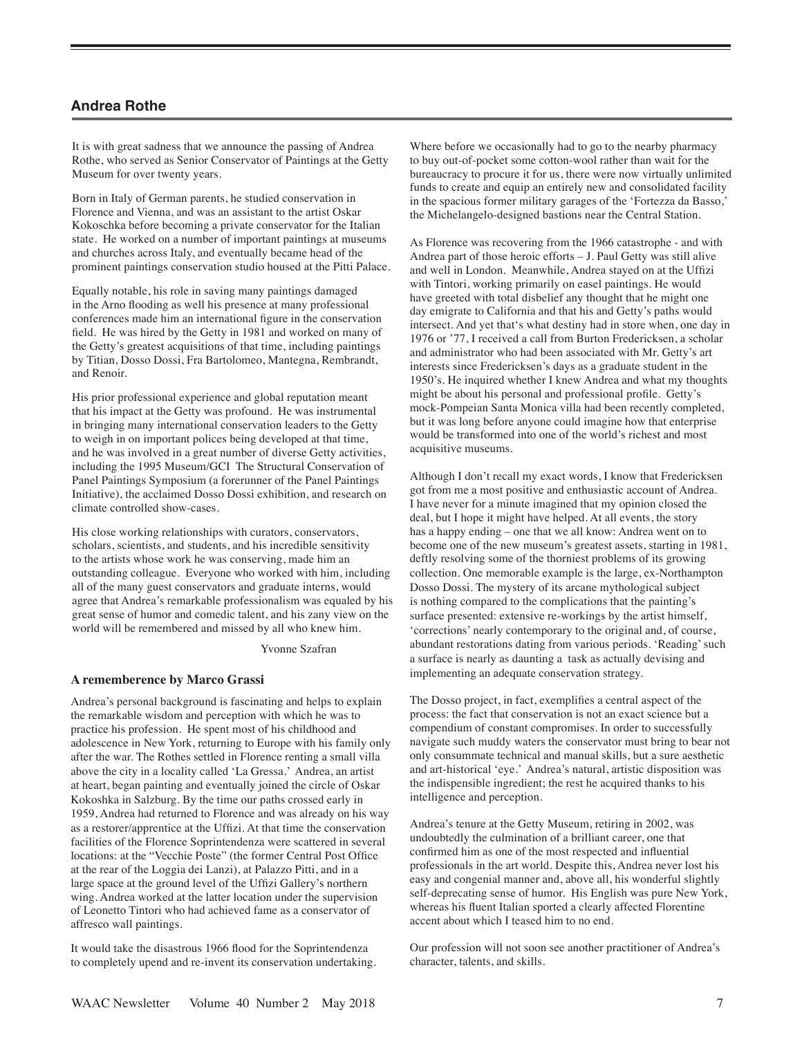## Andrea Rothe

It is with great sadness that we announce the passing of Andrea Rothe, who served as Senior Conservator of Paintings at the Getty Museum for over twenty years.

Born in Italy of German parents, he studied conservation in Florence and Vienna, and was an assistant to the artist Oskar Kokoschka before becoming a private conservator for the Italian state. He worked on a number of important paintings at museums and churches across Italy, and eventually became head of the prominent paintings conservation studio housed at the Pitti Palace.

Equally notable, his role in saving many paintings damaged in the Arno flooding as well his presence at many professional conferences made him an international figure in the conservation field. He was hired by the Getty in 1981 and worked on many of the Getty's greatest acquisitions of that time, including paintings by Titian, Dosso Dossi, Fra Bartolomeo, Mantegna, Rembrandt, and Renoir.

His prior professional experience and global reputation meant that his impact at the Getty was profound. He was instrumental in bringing many international conservation leaders to the Getty to weigh in on important polices being developed at that time, and he was involved in a great number of diverse Getty activities, including the 1995 Museum/GCI The Structural Conservation of Panel Paintings Symposium (a forerunner of the Panel Paintings Initiative), the acclaimed Dosso Dossi exhibition, and research on climate controlled show-cases.

His close working relationships with curators, conservators, scholars, scientists, and students, and his incredible sensitivity to the artists whose work he was conserving, made him an outstanding colleague. Everyone who worked with him, including all of the many guest conservators and graduate interns, would agree that Andrea's remarkable professionalism was equaled by his great sense of humor and comedic talent, and his zany view on the world will be remembered and missed by all who knew him.

Yvonne Szafran

### A rememberence by Marco Grassi

Andrea's personal background is fascinating and helps to explain the remarkable wisdom and perception with which he was to practice his profession. He spent most of his childhood and adolescence in New York, returning to Europe with his family only after the war. The Rothes settled in Florence renting a small villa above the city in a locality called 'La Gressa.' Andrea, an artist at heart, began painting and eventually joined the circle of Oskar Kokoshka in Salzburg. By the time our paths crossed early in 1959, Andrea had returned to Florence and was already on his way as a restorer/apprentice at the Uffizi. At that time the conservation facilities of the Florence Soprintendenza were scattered in several locations: at the "Vecchie Poste" (the former Central Post Office at the rear of the Loggia dei Lanzi), at Palazzo Pitti, and in a large space at the ground level of the Uffizi Gallery's northern wing. Andrea worked at the latter location under the supervision of Leonetto Tintori who had achieved fame as a conservator of affresco wall paintings.

It would take the disastrous 1966 flood for the Soprintendenza to completely upend and re-invent its conservation undertaking. Where before we occasionally had to go to the nearby pharmacy to buy out-of-pocket some cotton-wool rather than wait for the bureaucracy to procure it for us, there were now virtually unlimited funds to create and equip an entirely new and consolidated facility in the spacious former military garages of the 'Fortezza da Basso,' the Michelangelo-designed bastions near the Central Station.

As Florence was recovering from the 1966 catastrophe - and with Andrea part of those heroic efforts – J. Paul Getty was still alive and well in London. Meanwhile, Andrea stayed on at the Uffizi with Tintori, working primarily on easel paintings. He would have greeted with total disbelief any thought that he might one day emigrate to California and that his and Getty's paths would intersect. And yet that's what destiny had in store when, one day in 1976 or '77, I received a call from Burton Fredericksen, a scholar and administrator who had been associated with Mr. Getty's art interests since Fredericksen's days as a graduate student in the 1950's. He inquired whether I knew Andrea and what my thoughts might be about his personal and professional profile. Getty's mock-Pompeian Santa Monica villa had been recently completed, but it was long before anyone could imagine how that enterprise would be transformed into one of the world's richest and most acquisitive museums.

Although I don't recall my exact words, I know that Fredericksen got from me a most positive and enthusiastic account of Andrea. I have never for a minute imagined that my opinion closed the deal, but I hope it might have helped. At all events, the story has a happy ending – one that we all know: Andrea went on to become one of the new museum's greatest assets, starting in 1981, deftly resolving some of the thorniest problems of its growing collection. One memorable example is the large, ex-Northampton Dosso Dossi. The mystery of its arcane mythological subject is nothing compared to the complications that the painting's surface presented: extensive re-workings by the artist himself, 'corrections' nearly contemporary to the original and, of course, abundant restorations dating from various periods. 'Reading' such a surface is nearly as daunting a task as actually devising and implementing an adequate conservation strategy.

The Dosso project, in fact, exemplifies a central aspect of the process: the fact that conservation is not an exact science but a compendium of constant compromises. In order to successfully navigate such muddy waters the conservator must bring to bear not only consummate technical and manual skills, but a sure aesthetic and art-historical 'eye.' Andrea's natural, artistic disposition was the indispensible ingredient; the rest he acquired thanks to his intelligence and perception.

Andrea's tenure at the Getty Museum, retiring in 2002, was undoubtedly the culmination of a brilliant career, one that confirmed him as one of the most respected and influential professionals in the art world. Despite this, Andrea never lost his easy and congenial manner and, above all, his wonderful slightly self-deprecating sense of humor. His English was pure New York, whereas his fluent Italian sported a clearly affected Florentine accent about which I teased him to no end.

Our profession will not soon see another practitioner of Andrea's character, talents, and skills.